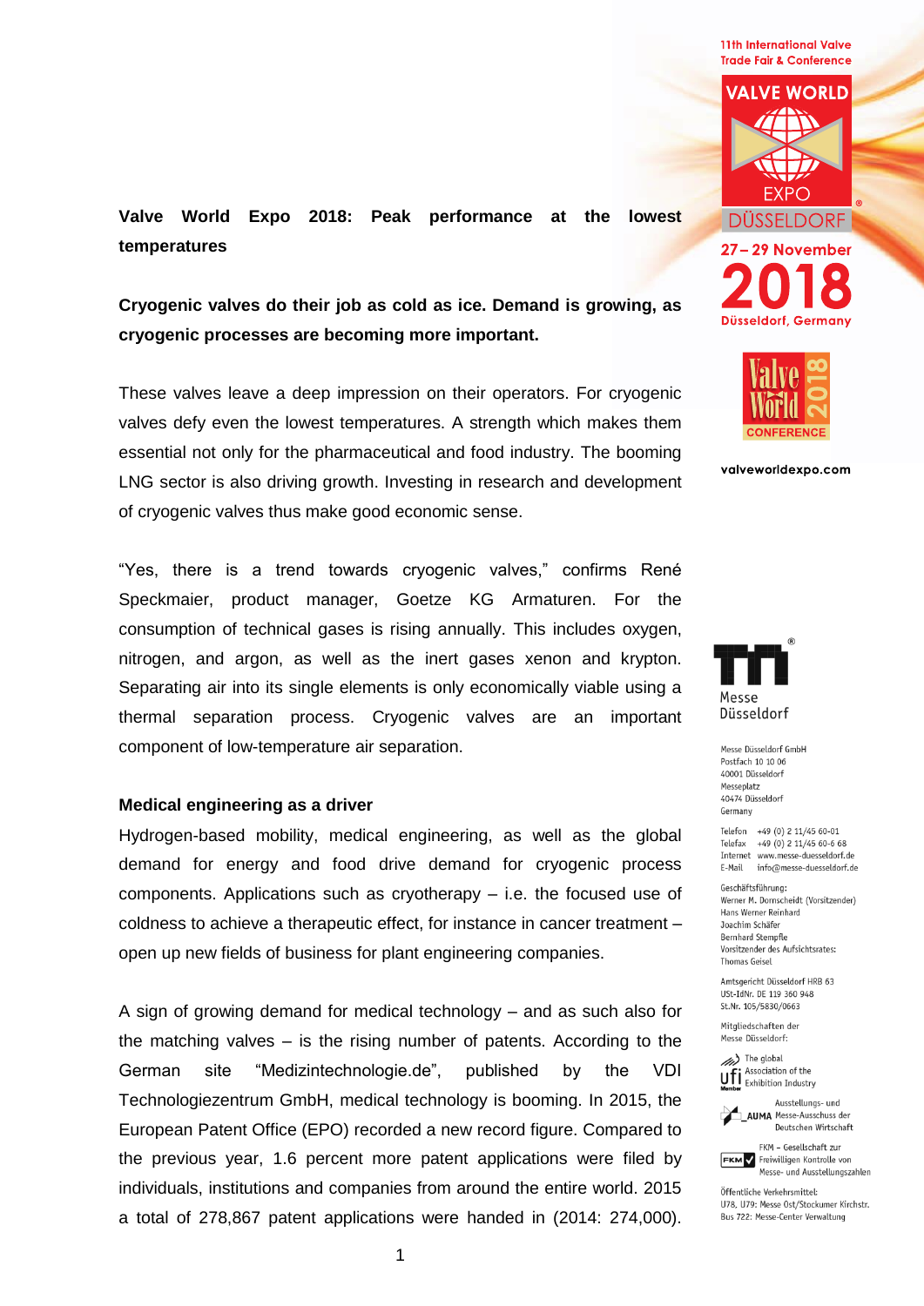**Valve World Expo 2018: Peak performance at the lowest temperatures**

**Cryogenic valves do their job as cold as ice. Demand is growing, as cryogenic processes are becoming more important.**

These valves leave a deep impression on their operators. For cryogenic valves defy even the lowest temperatures. A strength which makes them essential not only for the pharmaceutical and food industry. The booming LNG sector is also driving growth. Investing in research and development of cryogenic valves thus make good economic sense.

"Yes, there is a trend towards cryogenic valves," confirms René Speckmaier, product manager, Goetze KG Armaturen. For the consumption of technical gases is rising annually. This includes oxygen, nitrogen, and argon, as well as the inert gases xenon and krypton. Separating air into its single elements is only economically viable using a thermal separation process. Cryogenic valves are an important component of low-temperature air separation.

**Medical engineering as a driver**

Hydrogen-based mobility, medical engineering, as well as the global demand for energy and food drive demand for cryogenic process components. Applications such as cryotherapy – i.e. the focused use of coldness to achieve a therapeutic effect, for instance in cancer treatment – open up new fields of business for plant engineering companies.

A sign of growing demand for medical technology – and as such also for the matching valves – is the rising number of patents. According to the German site "Medizintechnologie.de", published by the VDI Technologiezentrum GmbH, medical technology is booming. In 2015, the European Patent Office (EPO) recorded a new record figure. Compared to the previous year, 1.6 percent more patent applications were filed by individuals, institutions and companies from around the entire world. 2015 a total of 278,867 patent applications were handed in (2014: 274,000).

11th International Valve Trade Fair & Conference

VALVE WORLD EXPO DÜSSELDORF

27 – 29 November 2018

Düsseldorf, Germany

Valve World 2018 CONFERENCE

valveworldexpo.com

Messe Düsseldorf

Messe Düsseldorf GmbH
Postfach 10 10 06
40001 Düsseldorf
Messeplatz
40474 Düsseldorf
Germany

Telefon +49 (0) 2 11/45 60-01
Telefax +49 (0) 2 11/45 60-6 68
Internet www.messe-duesseldorf.de
E-Mail info@messe-duesseldorf.de

Geschäftsführung:
Werner M. Dornscheidt (Vorsitzender)
Hans Werner Reinhard
Joachim Schäfer
Bernhard Stempfle
Vorsitzender des Aufsichtsrates:
Thomas Geisel

Amtsgericht Düsseldorf HRB 63
USt-IdNr. DE 119 360 948
St.Nr. 105/5830/0663

Mitgliedschaften der Messe Düsseldorf:

The global Association of the Exhibition Industry

Ausstellungs- und Messe-Ausschuss der Deutschen Wirtschaft

FKM – Gesellschaft zur Freiwilligen Kontrolle von Messe- und Ausstellungszahlen

Öffentliche Verkehrsmittel:
U78, U79: Messe Ost/Stockumer Kirchstr.
Bus 722: Messe-Center Verwaltung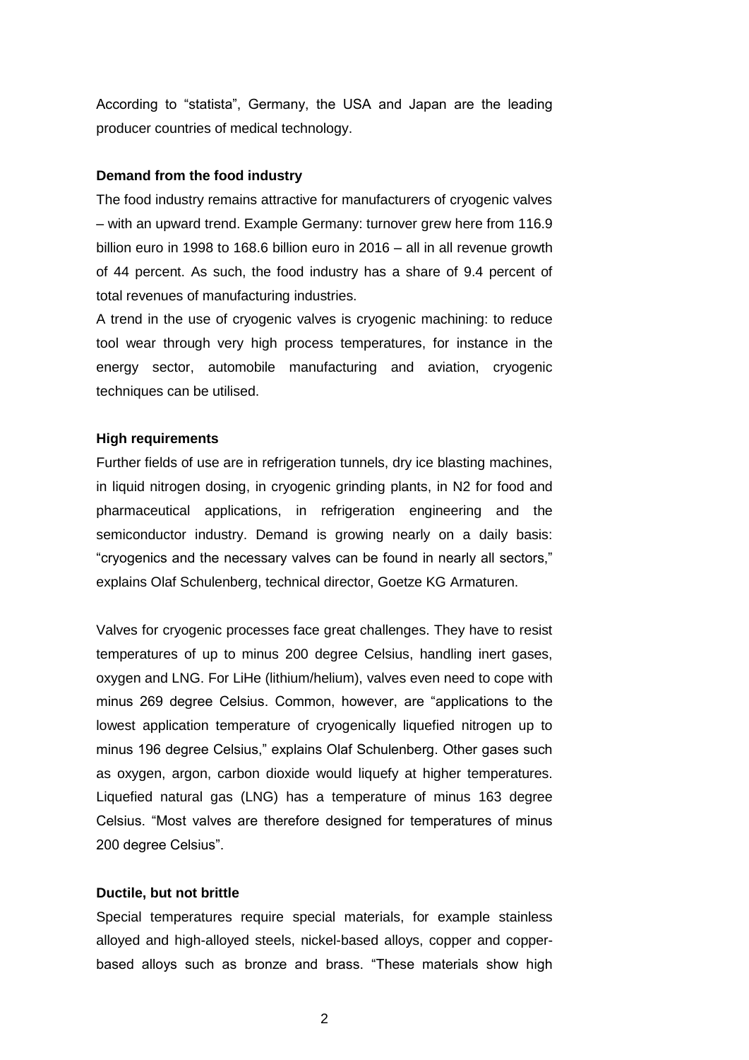According to “statista”, Germany, the USA and Japan are the leading producer countries of medical technology.

**Demand from the food industry**

The food industry remains attractive for manufacturers of cryogenic valves – with an upward trend. Example Germany: turnover grew here from 116.9 billion euro in 1998 to 168.6 billion euro in 2016 – all in all revenue growth of 44 percent. As such, the food industry has a share of 9.4 percent of total revenues of manufacturing industries.

A trend in the use of cryogenic valves is cryogenic machining: to reduce tool wear through very high process temperatures, for instance in the energy sector, automobile manufacturing and aviation, cryogenic techniques can be utilised.

**High requirements**

Further fields of use are in refrigeration tunnels, dry ice blasting machines, in liquid nitrogen dosing, in cryogenic grinding plants, in N2 for food and pharmaceutical applications, in refrigeration engineering and the semiconductor industry. Demand is growing nearly on a daily basis: “cryogenics and the necessary valves can be found in nearly all sectors,” explains Olaf Schulenberg, technical director, Goetze KG Armaturen.

Valves for cryogenic processes face great challenges. They have to resist temperatures of up to minus 200 degree Celsius, handling inert gases, oxygen and LNG. For LiHe (lithium/helium), valves even need to cope with minus 269 degree Celsius. Common, however, are “applications to the lowest application temperature of cryogenically liquefied nitrogen up to minus 196 degree Celsius,” explains Olaf Schulenberg. Other gases such as oxygen, argon, carbon dioxide would liquefy at higher temperatures. Liquefied natural gas (LNG) has a temperature of minus 163 degree Celsius. “Most valves are therefore designed for temperatures of minus 200 degree Celsius”.

**Ductile, but not brittle**

Special temperatures require special materials, for example stainless alloyed and high-alloyed steels, nickel-based alloys, copper and copper-based alloys such as bronze and brass. “These materials show high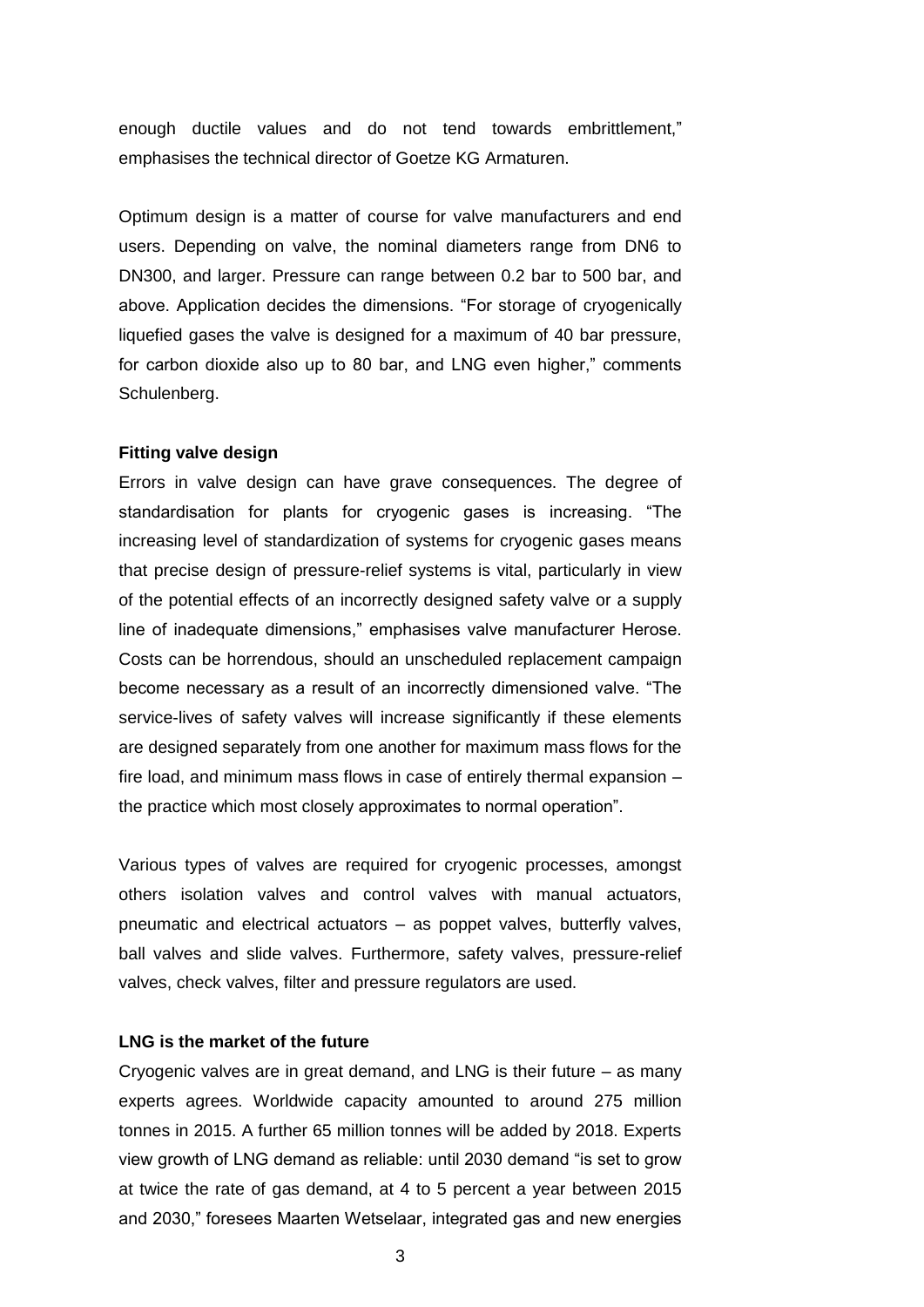enough ductile values and do not tend towards embrittlement," emphasises the technical director of Goetze KG Armaturen.

Optimum design is a matter of course for valve manufacturers and end users. Depending on valve, the nominal diameters range from DN6 to DN300, and larger. Pressure can range between 0.2 bar to 500 bar, and above. Application decides the dimensions. "For storage of cryogenically liquefied gases the valve is designed for a maximum of 40 bar pressure, for carbon dioxide also up to 80 bar, and LNG even higher," comments Schulenberg.

**Fitting valve design**

Errors in valve design can have grave consequences. The degree of standardisation for plants for cryogenic gases is increasing. "The increasing level of standardization of systems for cryogenic gases means that precise design of pressure-relief systems is vital, particularly in view of the potential effects of an incorrectly designed safety valve or a supply line of inadequate dimensions," emphasises valve manufacturer Herose. Costs can be horrendous, should an unscheduled replacement campaign become necessary as a result of an incorrectly dimensioned valve. "The service-lives of safety valves will increase significantly if these elements are designed separately from one another for maximum mass flows for the fire load, and minimum mass flows in case of entirely thermal expansion – the practice which most closely approximates to normal operation".

Various types of valves are required for cryogenic processes, amongst others isolation valves and control valves with manual actuators, pneumatic and electrical actuators – as poppet valves, butterfly valves, ball valves and slide valves. Furthermore, safety valves, pressure-relief valves, check valves, filter and pressure regulators are used.

**LNG is the market of the future**

Cryogenic valves are in great demand, and LNG is their future – as many experts agrees. Worldwide capacity amounted to around 275 million tonnes in 2015. A further 65 million tonnes will be added by 2018. Experts view growth of LNG demand as reliable: until 2030 demand "is set to grow at twice the rate of gas demand, at 4 to 5 percent a year between 2015 and 2030," foresees Maarten Wetselaar, integrated gas and new energies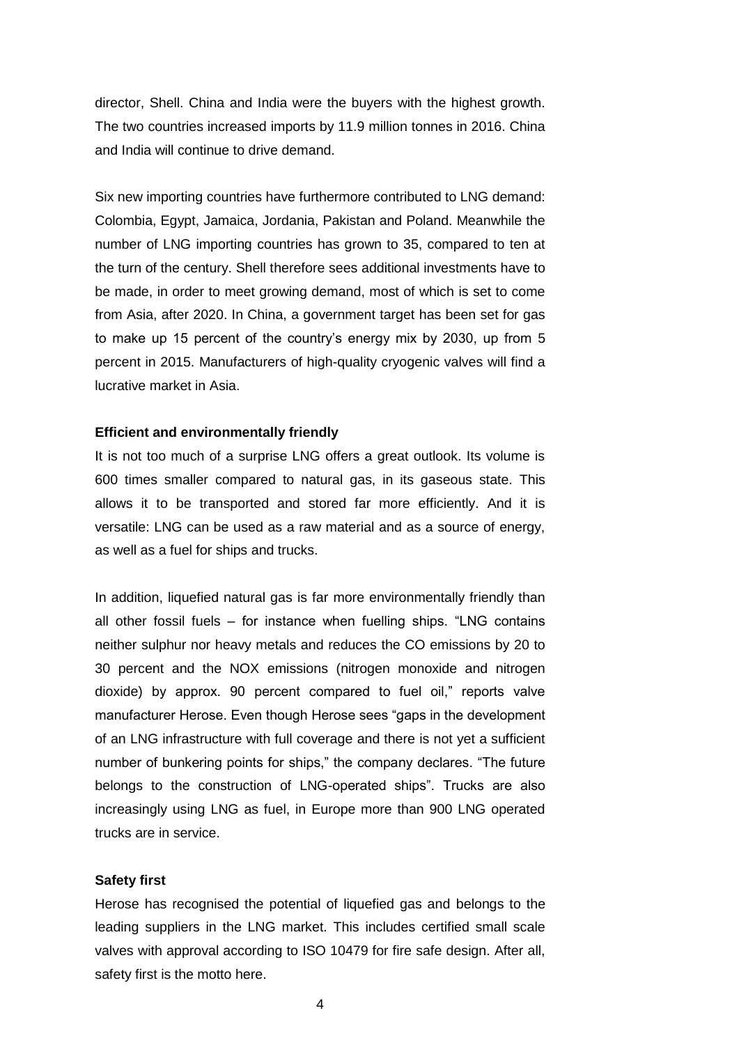director, Shell. China and India were the buyers with the highest growth. The two countries increased imports by 11.9 million tonnes in 2016. China and India will continue to drive demand.

Six new importing countries have furthermore contributed to LNG demand: Colombia, Egypt, Jamaica, Jordania, Pakistan and Poland. Meanwhile the number of LNG importing countries has grown to 35, compared to ten at the turn of the century. Shell therefore sees additional investments have to be made, in order to meet growing demand, most of which is set to come from Asia, after 2020. In China, a government target has been set for gas to make up 15 percent of the country's energy mix by 2030, up from 5 percent in 2015. Manufacturers of high-quality cryogenic valves will find a lucrative market in Asia.

**Efficient and environmentally friendly**

It is not too much of a surprise LNG offers a great outlook. Its volume is 600 times smaller compared to natural gas, in its gaseous state. This allows it to be transported and stored far more efficiently. And it is versatile: LNG can be used as a raw material and as a source of energy, as well as a fuel for ships and trucks.

In addition, liquefied natural gas is far more environmentally friendly than all other fossil fuels – for instance when fuelling ships. "LNG contains neither sulphur nor heavy metals and reduces the CO emissions by 20 to 30 percent and the NOX emissions (nitrogen monoxide and nitrogen dioxide) by approx. 90 percent compared to fuel oil," reports valve manufacturer Herose. Even though Herose sees "gaps in the development of an LNG infrastructure with full coverage and there is not yet a sufficient number of bunkering points for ships," the company declares. "The future belongs to the construction of LNG-operated ships". Trucks are also increasingly using LNG as fuel, in Europe more than 900 LNG operated trucks are in service.

**Safety first**

Herose has recognised the potential of liquefied gas and belongs to the leading suppliers in the LNG market. This includes certified small scale valves with approval according to ISO 10479 for fire safe design. After all, safety first is the motto here.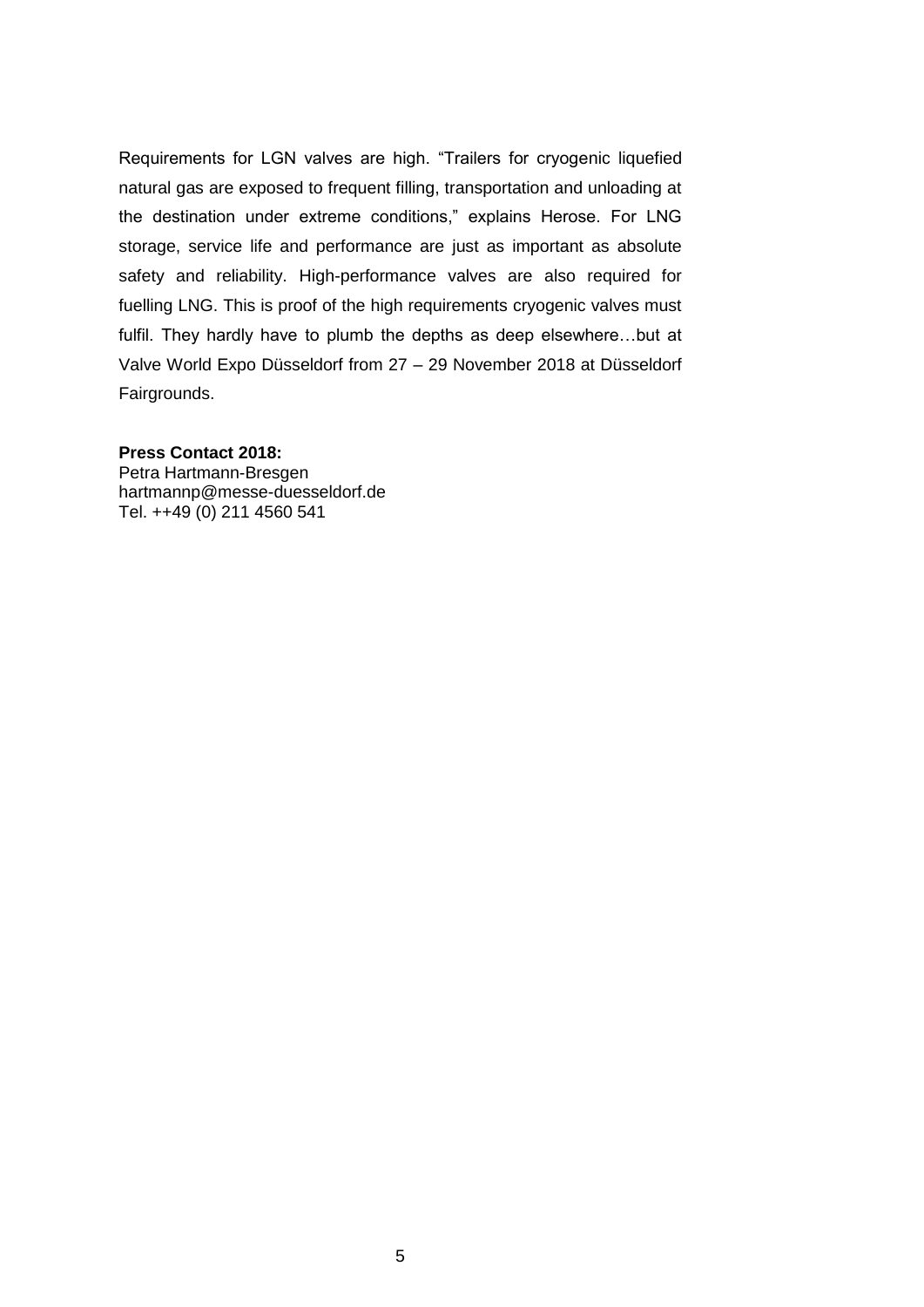Requirements for LGN valves are high. "Trailers for cryogenic liquefied natural gas are exposed to frequent filling, transportation and unloading at the destination under extreme conditions," explains Herose. For LNG storage, service life and performance are just as important as absolute safety and reliability. High-performance valves are also required for fuelling LNG. This is proof of the high requirements cryogenic valves must fulfil. They hardly have to plumb the depths as deep elsewhere…but at Valve World Expo Düsseldorf from 27 – 29 November 2018 at Düsseldorf Fairgrounds.

**Press Contact 2018:**
Petra Hartmann-Bresgen
hartmannp@messe-duesseldorf.de
Tel. ++49 (0) 211 4560 541